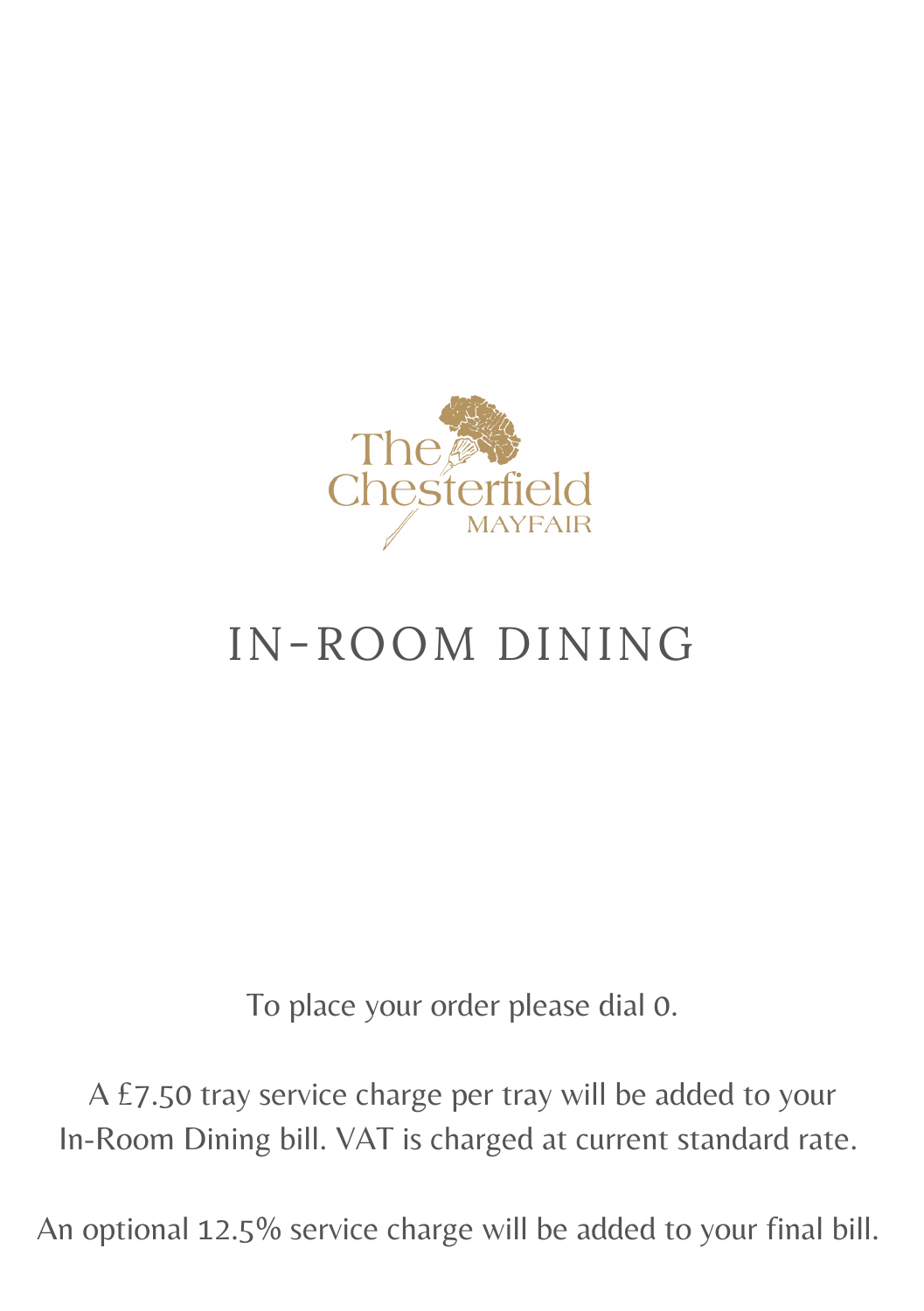The Chesterfield
MAYFAIR

# IN-ROOM DINING

To place your order please dial 0.

A £7.50 tray service charge per tray will be added to your In-Room Dining bill. VAT is charged at current standard rate.

An optional 12.5% service charge will be added to your final bill.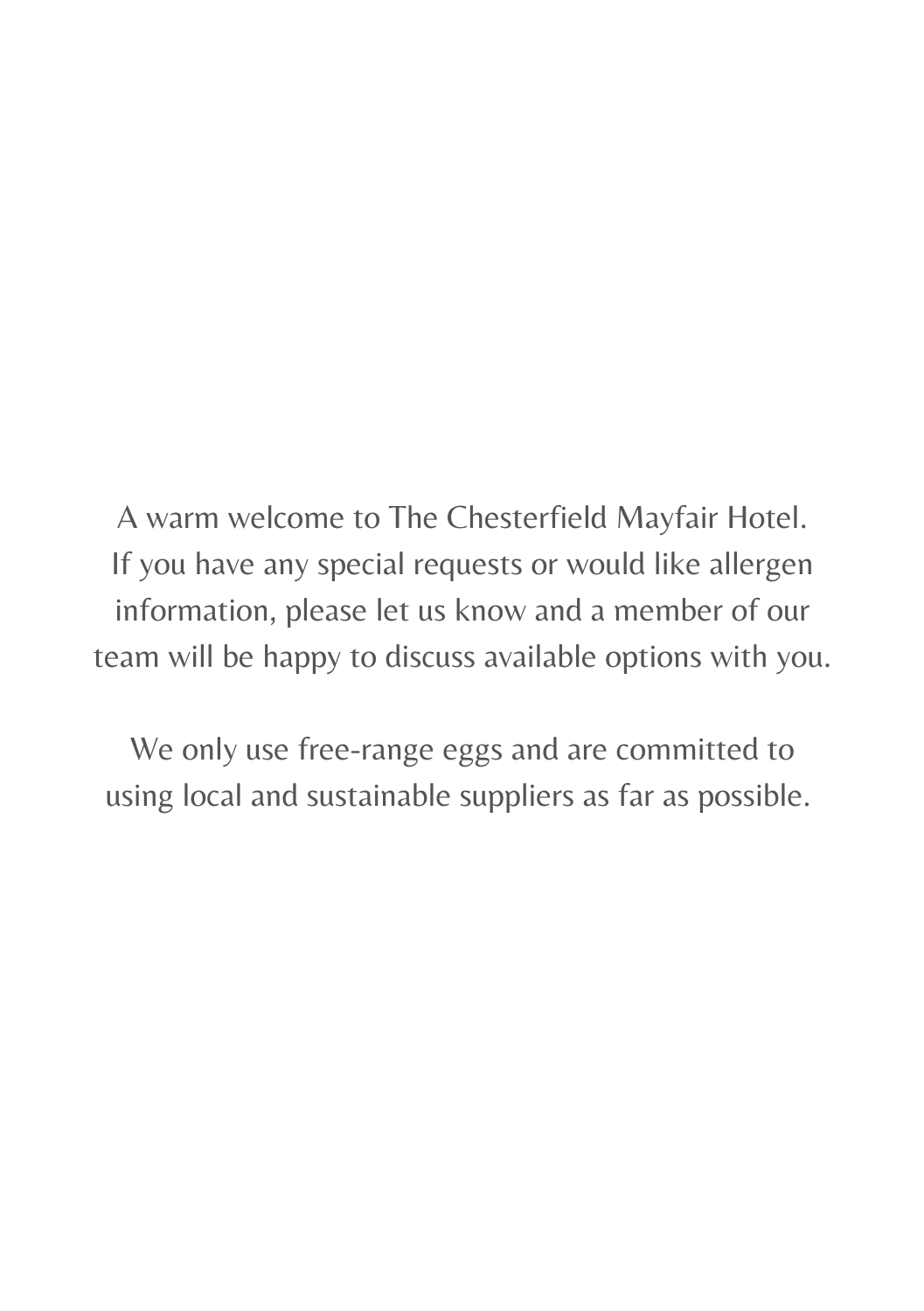A warm welcome to The Chesterfield Mayfair Hotel.
If you have any special requests or would like allergen information, please let us know and a member of our team will be happy to discuss available options with you.

We only use free-range eggs and are committed to using local and sustainable suppliers as far as possible.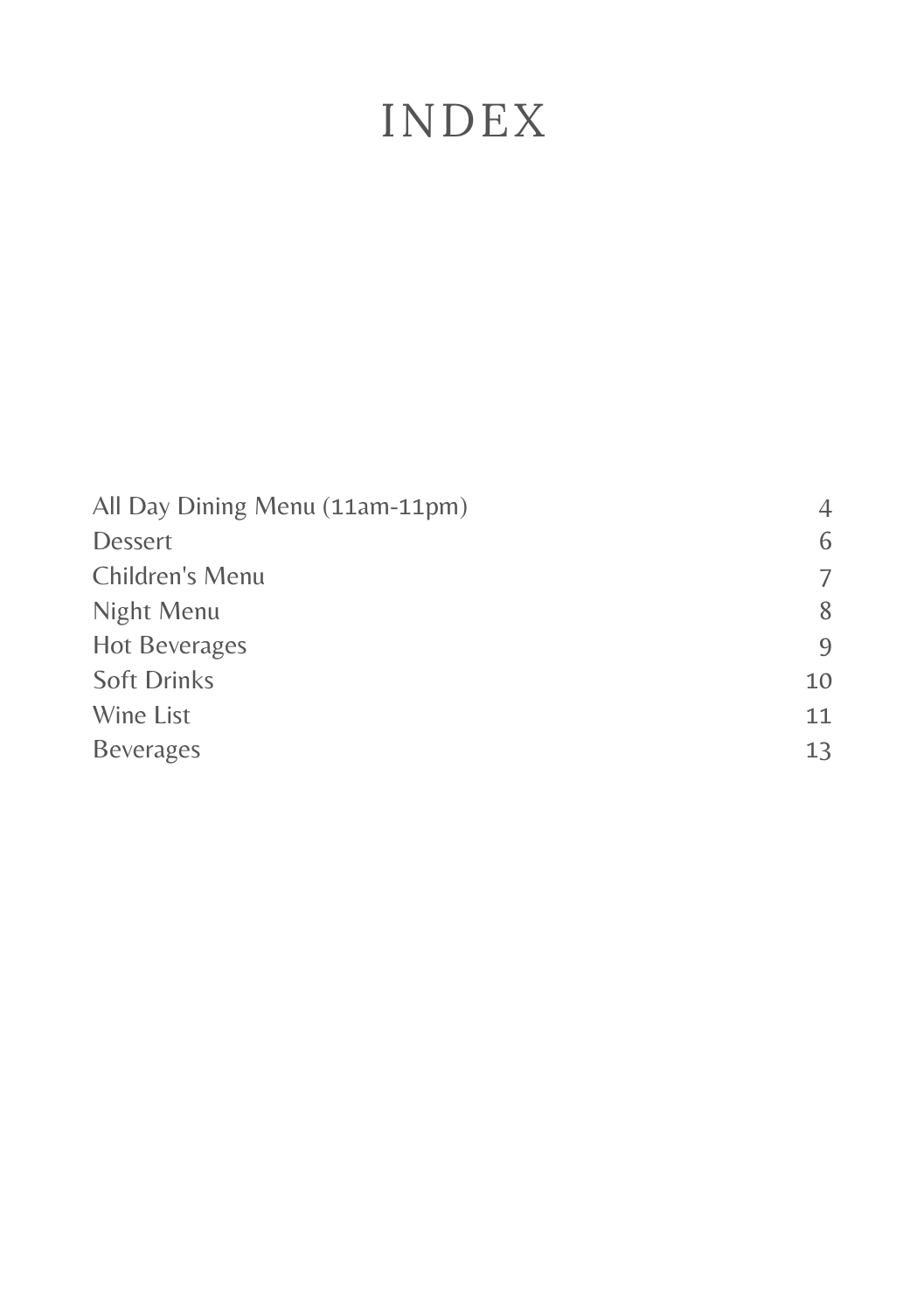# INDEX

| | |
|---|---|
| All Day Dining Menu (11am-11pm) | 4 |
| Dessert | 6 |
| Children's Menu | 7 |
| Night Menu | 8 |
| Hot Beverages | 9 |
| Soft Drinks | 10 |
| Wine List | 11 |
| Beverages | 13 |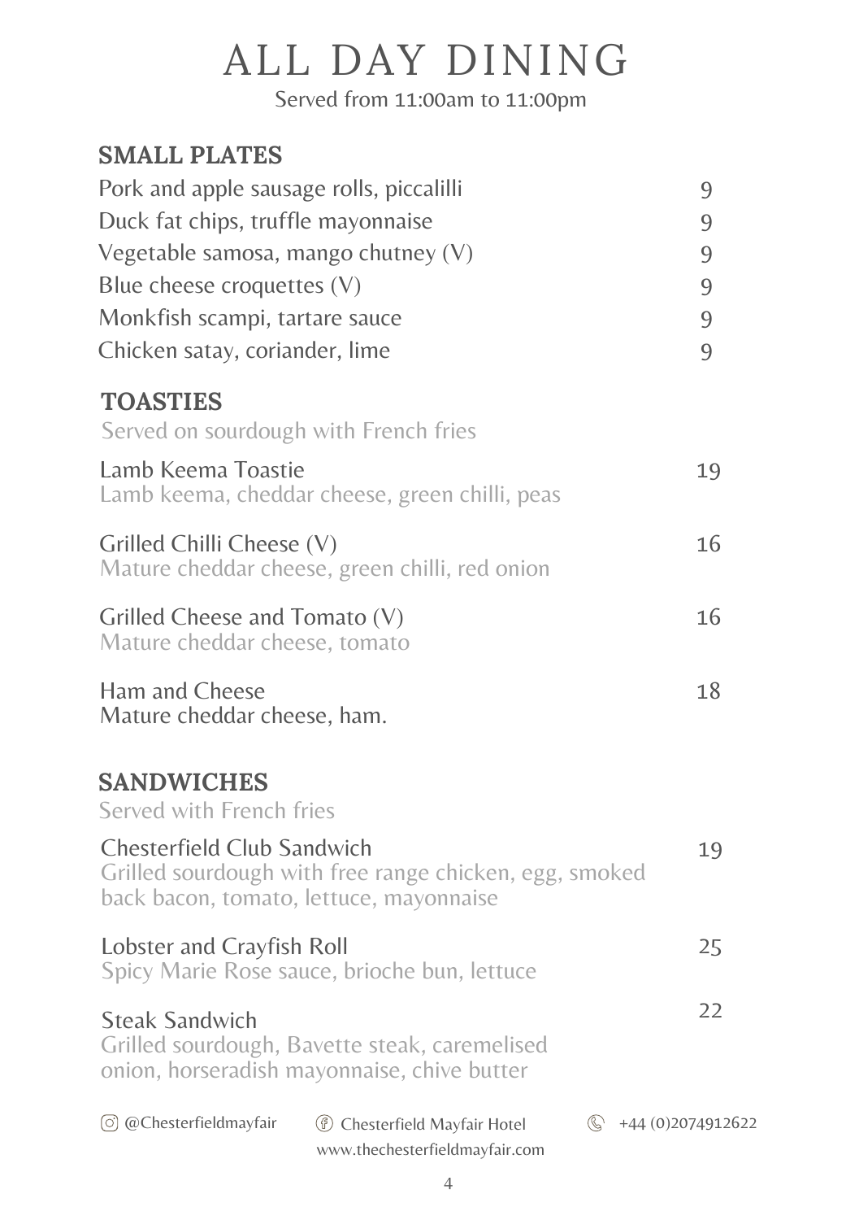# ALL DAY DINING

Served from 11:00am to 11:00pm

## SMALL PLATES

| | |
|---|---|
| Pork and apple sausage rolls, piccalilli | 9 |
| Duck fat chips, truffle mayonnaise | 9 |
| Vegetable samosa, mango chutney (V) | 9 |
| Blue cheese croquettes (V) | 9 |
| Monkfish scampi, tartare sauce | 9 |
| Chicken satay, coriander, lime | 9 |

## TOASTIES

Served on sourdough with French fries

**Lamb Keema Toastie** — 19
Lamb keema, cheddar cheese, green chilli, peas

**Grilled Chilli Cheese (V)** — 16
Mature cheddar cheese, green chilli, red onion

**Grilled Cheese and Tomato (V)** — 16
Mature cheddar cheese, tomato

**Ham and Cheese** — 18
Mature cheddar cheese, ham.

## SANDWICHES

Served with French fries

**Chesterfield Club Sandwich** — 19
Grilled sourdough with free range chicken, egg, smoked back bacon, tomato, lettuce, mayonnaise

**Lobster and Crayfish Roll** — 25
Spicy Marie Rose sauce, brioche bun, lettuce

**Steak Sandwich** — 22
Grilled sourdough, Bavette steak, caremelised onion, horseradish mayonnaise, chive butter

@Chesterfieldmayfair | Chesterfield Mayfair Hotel | +44 (0)2074912622

www.thechesterfieldmayfair.com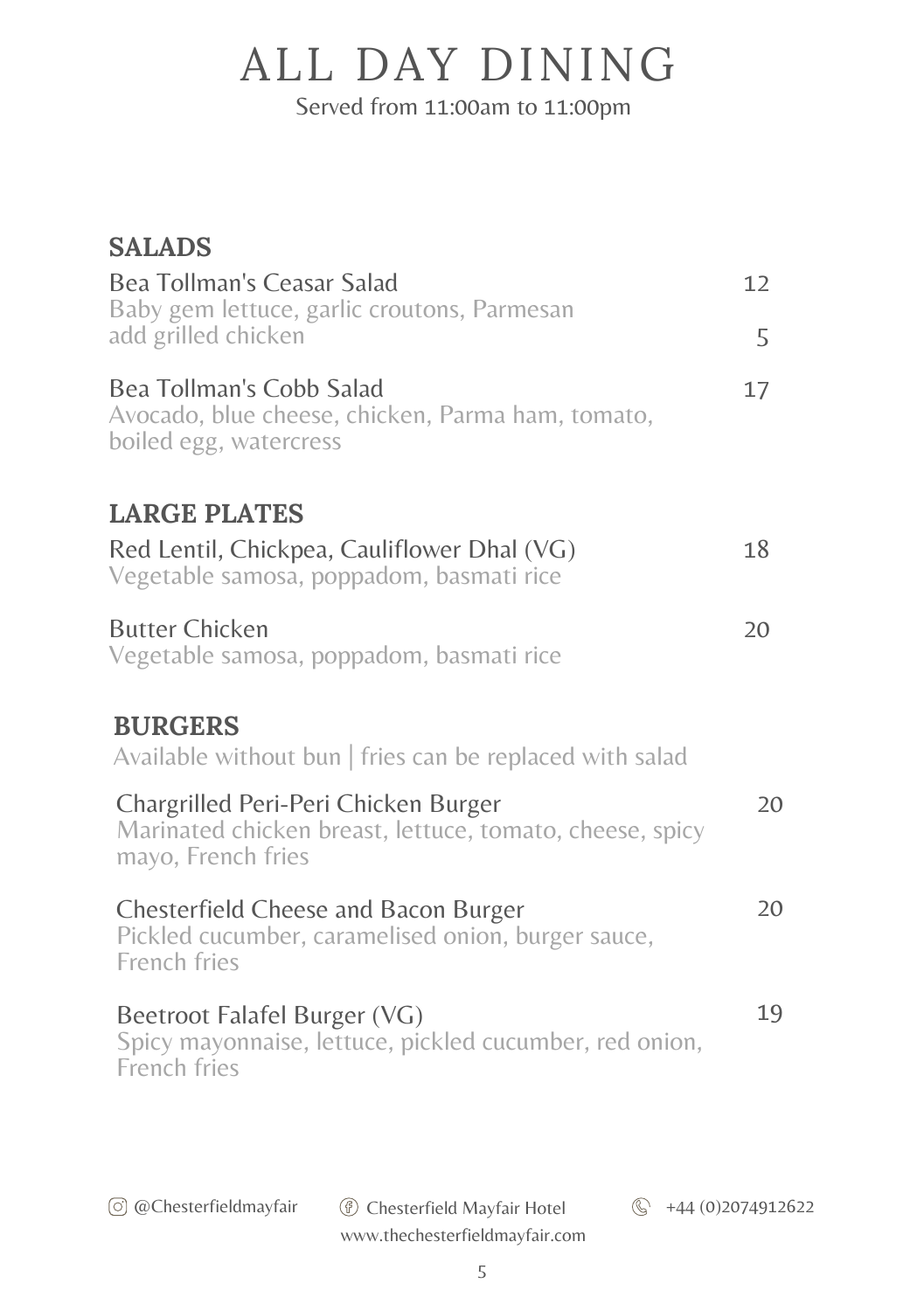# ALL DAY DINING

Served from 11:00am to 11:00pm

## SALADS

**Bea Tollman's Ceasar Salad** — 12
Baby gem lettuce, garlic croutons, Parmesan
add grilled chicken — 5

**Bea Tollman's Cobb Salad** — 17
Avocado, blue cheese, chicken, Parma ham, tomato, boiled egg, watercress

## LARGE PLATES

**Red Lentil, Chickpea, Cauliflower Dhal (VG)** — 18
Vegetable samosa, poppadom, basmati rice

**Butter Chicken** — 20
Vegetable samosa, poppadom, basmati rice

## BURGERS

Available without bun | fries can be replaced with salad

**Chargrilled Peri-Peri Chicken Burger** — 20
Marinated chicken breast, lettuce, tomato, cheese, spicy mayo, French fries

**Chesterfield Cheese and Bacon Burger** — 20
Pickled cucumber, caramelised onion, burger sauce, French fries

**Beetroot Falafel Burger (VG)** — 19
Spicy mayonnaise, lettuce, pickled cucumber, red onion, French fries

@Chesterfieldmayfair | Chesterfield Mayfair Hotel | +44 (0)2074912622
www.thechesterfieldmayfair.com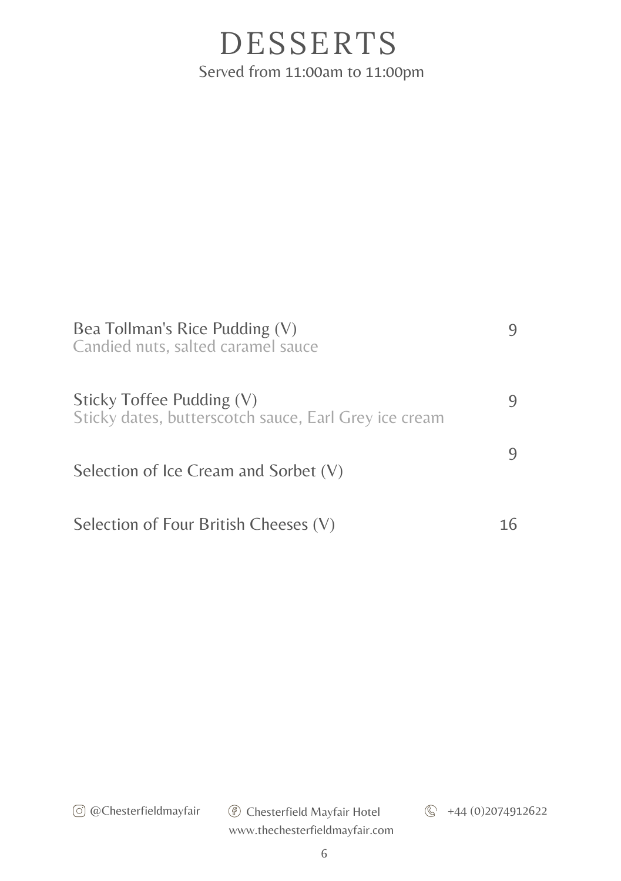# DESSERTS

Served from 11:00am to 11:00pm

Bea Tollman's Rice Pudding (V) — 9
Candied nuts, salted caramel sauce

Sticky Toffee Pudding (V) — 9
Sticky dates, butterscotch sauce, Earl Grey ice cream

Selection of Ice Cream and Sorbet (V) — 9

Selection of Four British Cheeses (V) — 16

@Chesterfieldmayfair Chesterfield Mayfair Hotel +44 (0)2074912622
www.thechesterfieldmayfair.com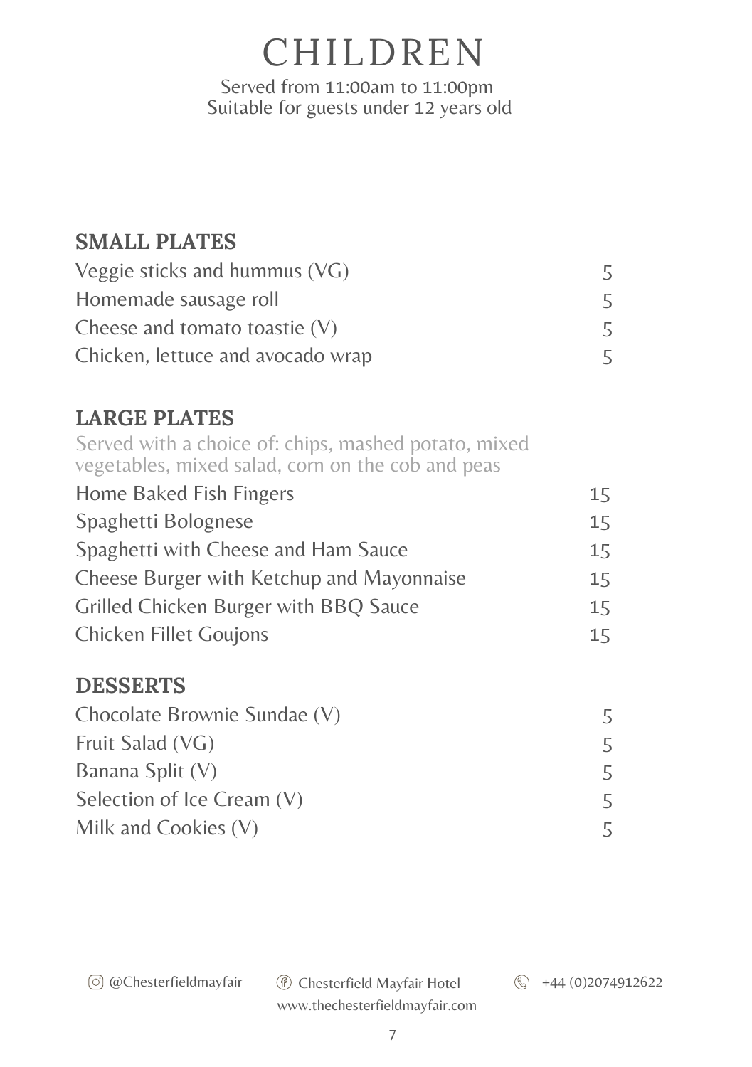# CHILDREN

Served from 11:00am to 11:00pm
Suitable for guests under 12 years old

## SMALL PLATES

| | |
|---|---|
| Veggie sticks and hummus (VG) | 5 |
| Homemade sausage roll | 5 |
| Cheese and tomato toastie (V) | 5 |
| Chicken, lettuce and avocado wrap | 5 |

## LARGE PLATES

Served with a choice of: chips, mashed potato, mixed vegetables, mixed salad, corn on the cob and peas

| | |
|---|---|
| Home Baked Fish Fingers | 15 |
| Spaghetti Bolognese | 15 |
| Spaghetti with Cheese and Ham Sauce | 15 |
| Cheese Burger with Ketchup and Mayonnaise | 15 |
| Grilled Chicken Burger with BBQ Sauce | 15 |
| Chicken Fillet Goujons | 15 |

## DESSERTS

| | |
|---|---|
| Chocolate Brownie Sundae (V) | 5 |
| Fruit Salad (VG) | 5 |
| Banana Split (V) | 5 |
| Selection of Ice Cream (V) | 5 |
| Milk and Cookies (V) | 5 |

@Chesterfieldmayfair    Chesterfield Mayfair Hotel    +44 (0)2074912622
www.thechesterfieldmayfair.com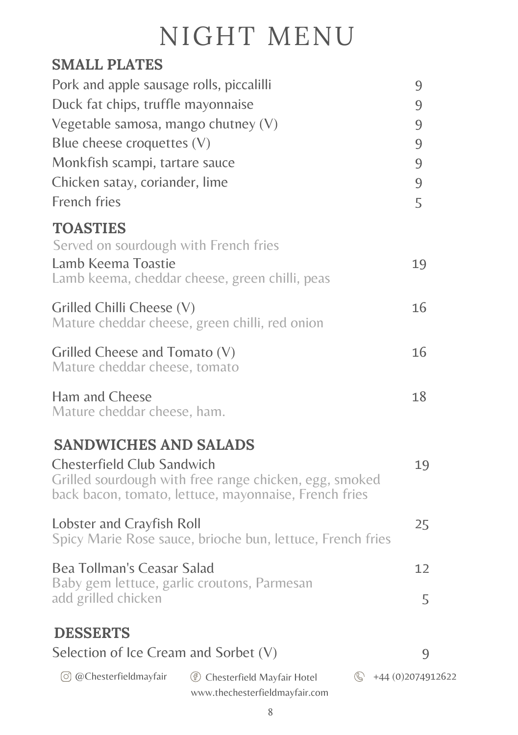# NIGHT MENU

## SMALL PLATES

| | |
|---|---|
| Pork and apple sausage rolls, piccalilli | 9 |
| Duck fat chips, truffle mayonnaise | 9 |
| Vegetable samosa, mango chutney (V) | 9 |
| Blue cheese croquettes (V) | 9 |
| Monkfish scampi, tartare sauce | 9 |
| Chicken satay, coriander, lime | 9 |
| French fries | 5 |

## TOASTIES

Served on sourdough with French fries

**Lamb Keema Toastie** — 19
Lamb keema, cheddar cheese, green chilli, peas

**Grilled Chilli Cheese (V)** — 16
Mature cheddar cheese, green chilli, red onion

**Grilled Cheese and Tomato (V)** — 16
Mature cheddar cheese, tomato

**Ham and Cheese** — 18
Mature cheddar cheese, ham.

## SANDWICHES AND SALADS

**Chesterfield Club Sandwich** — 19
Grilled sourdough with free range chicken, egg, smoked back bacon, tomato, lettuce, mayonnaise, French fries

**Lobster and Crayfish Roll** — 25
Spicy Marie Rose sauce, brioche bun, lettuce, French fries

**Bea Tollman's Ceasar Salad** — 12
Baby gem lettuce, garlic croutons, Parmesan
add grilled chicken — 5

## DESSERTS

Selection of Ice Cream and Sorbet (V) — 9

@Chesterfieldmayfair | Chesterfield Mayfair Hotel | +44 (0)2074912622
www.thechesterfieldmayfair.com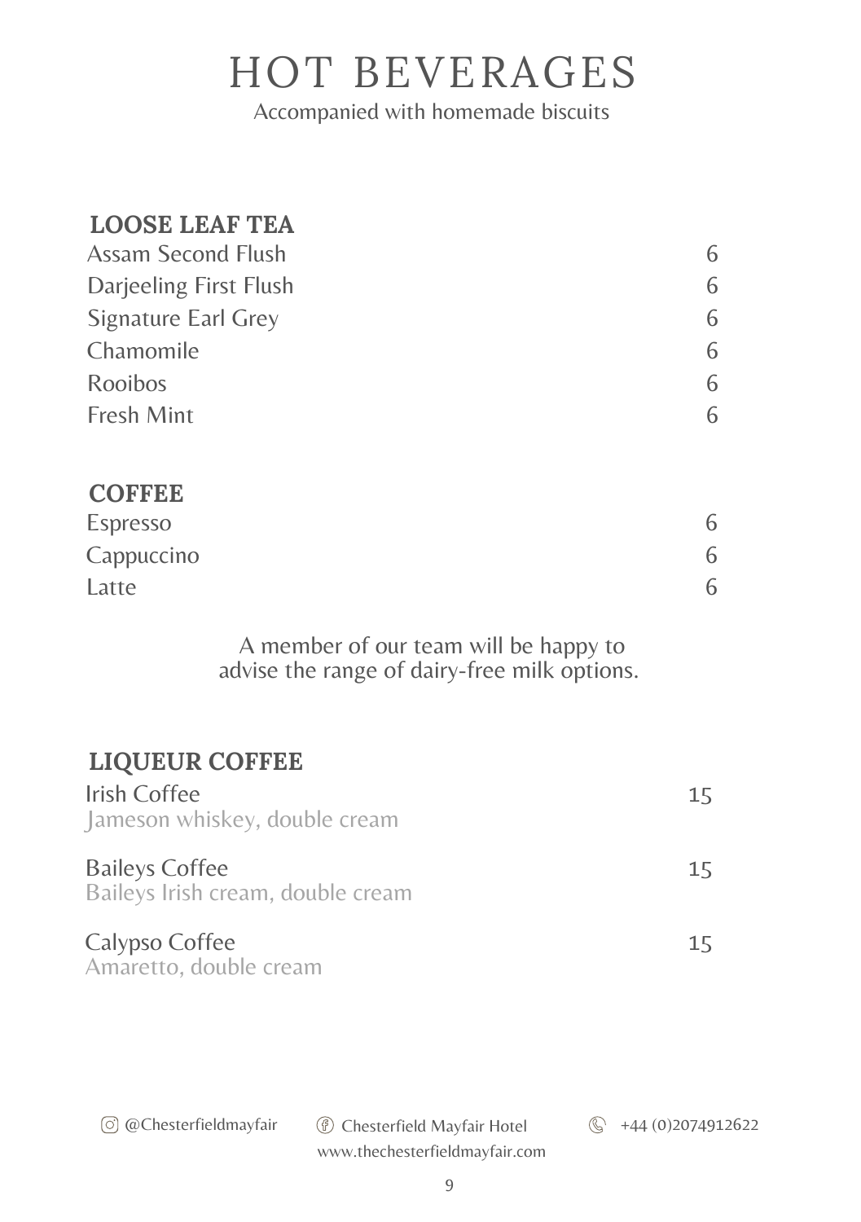# HOT BEVERAGES

Accompanied with homemade biscuits

## LOOSE LEAF TEA

| | |
|---|---|
| Assam Second Flush | 6 |
| Darjeeling First Flush | 6 |
| Signature Earl Grey | 6 |
| Chamomile | 6 |
| Rooibos | 6 |
| Fresh Mint | 6 |

## COFFEE

| | |
|---|---|
| Espresso | 6 |
| Cappuccino | 6 |
| Latte | 6 |

A member of our team will be happy to advise the range of dairy-free milk options.

## LIQUEUR COFFEE

Irish Coffee — 15
Jameson whiskey, double cream

Baileys Coffee — 15
Baileys Irish cream, double cream

Calypso Coffee — 15
Amaretto, double cream

@Chesterfieldmayfair  Chesterfield Mayfair Hotel  +44 (0)2074912622
www.thechesterfieldmayfair.com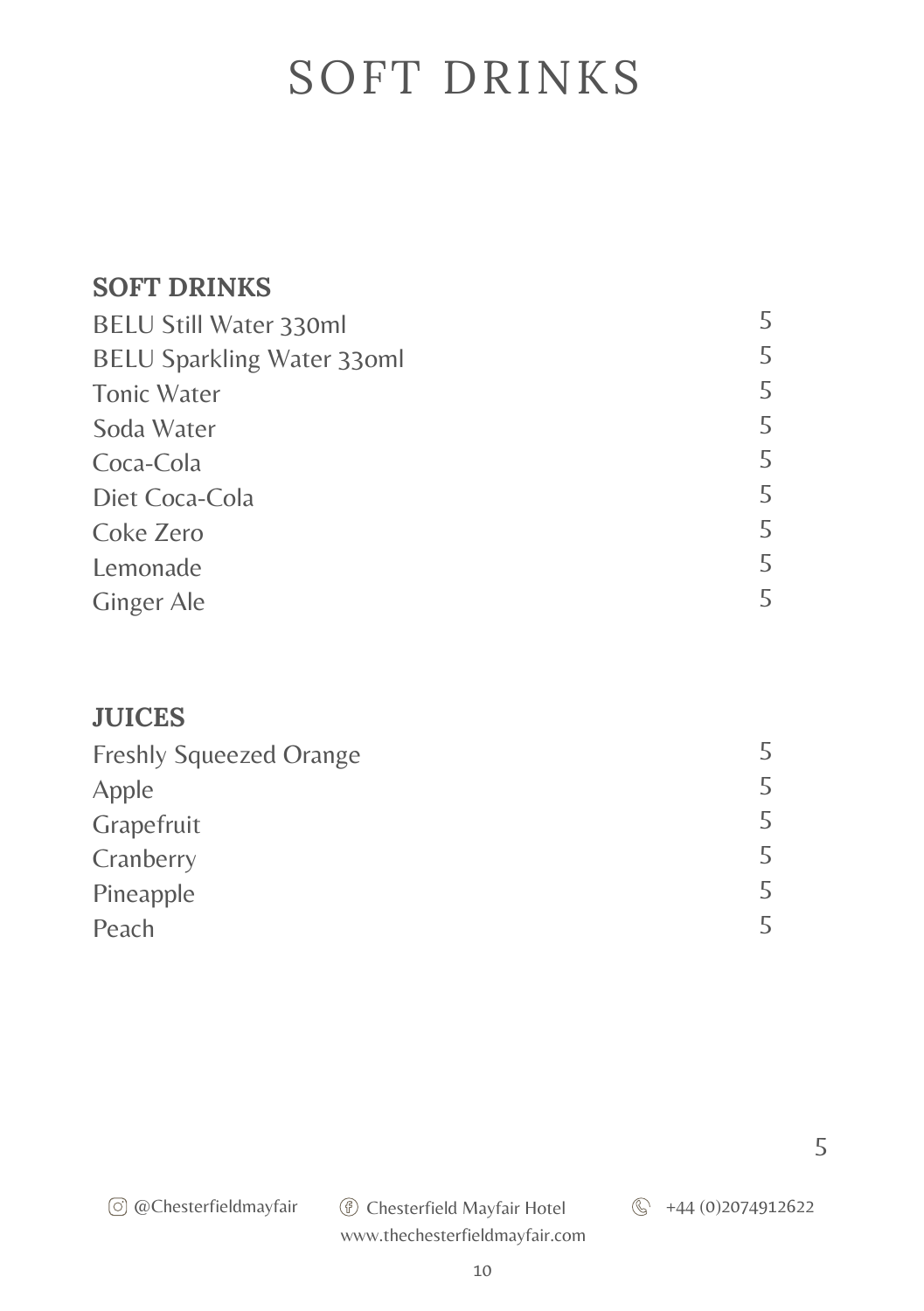# SOFT DRINKS

## SOFT DRINKS

| | |
|---|---|
| BELU Still Water 330ml | 5 |
| BELU Sparkling Water 330ml | 5 |
| Tonic Water | 5 |
| Soda Water | 5 |
| Coca-Cola | 5 |
| Diet Coca-Cola | 5 |
| Coke Zero | 5 |
| Lemonade | 5 |
| Ginger Ale | 5 |

## JUICES

| | |
|---|---|
| Freshly Squeezed Orange | 5 |
| Apple | 5 |
| Grapefruit | 5 |
| Cranberry | 5 |
| Pineapple | 5 |
| Peach | 5 |

5

@Chesterfieldmayfair Chesterfield Mayfair Hotel +44 (0)2074912622
www.thechesterfieldmayfair.com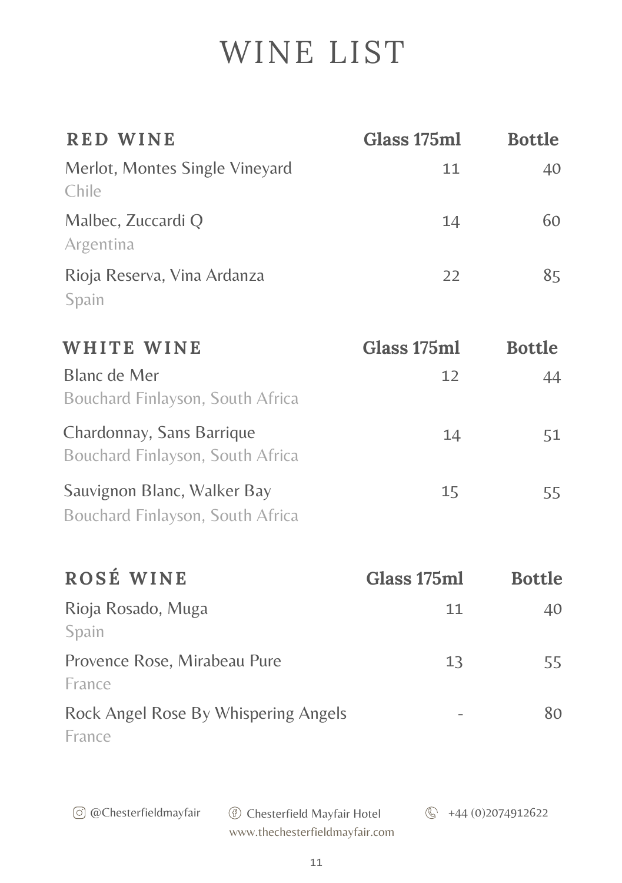# WINE LIST

| RED WINE | Glass 175ml | Bottle |
|---|---|---|
| Merlot, Montes Single Vineyard<br>Chile | 11 | 40 |
| Malbec, Zuccardi Q<br>Argentina | 14 | 60 |
| Rioja Reserva, Vina Ardanza<br>Spain | 22 | 85 |

| WHITE WINE | Glass 175ml | Bottle |
|---|---|---|
| Blanc de Mer<br>Bouchard Finlayson, South Africa | 12 | 44 |
| Chardonnay, Sans Barrique<br>Bouchard Finlayson, South Africa | 14 | 51 |
| Sauvignon Blanc, Walker Bay<br>Bouchard Finlayson, South Africa | 15 | 55 |

| ROSÉ WINE | Glass 175ml | Bottle |
|---|---|---|
| Rioja Rosado, Muga<br>Spain | 11 | 40 |
| Provence Rose, Mirabeau Pure<br>France | 13 | 55 |
| Rock Angel Rose By Whispering Angels<br>France | - | 80 |

@Chesterfieldmayfair Chesterfield Mayfair Hotel +44 (0)2074912622
www.thechesterfieldmayfair.com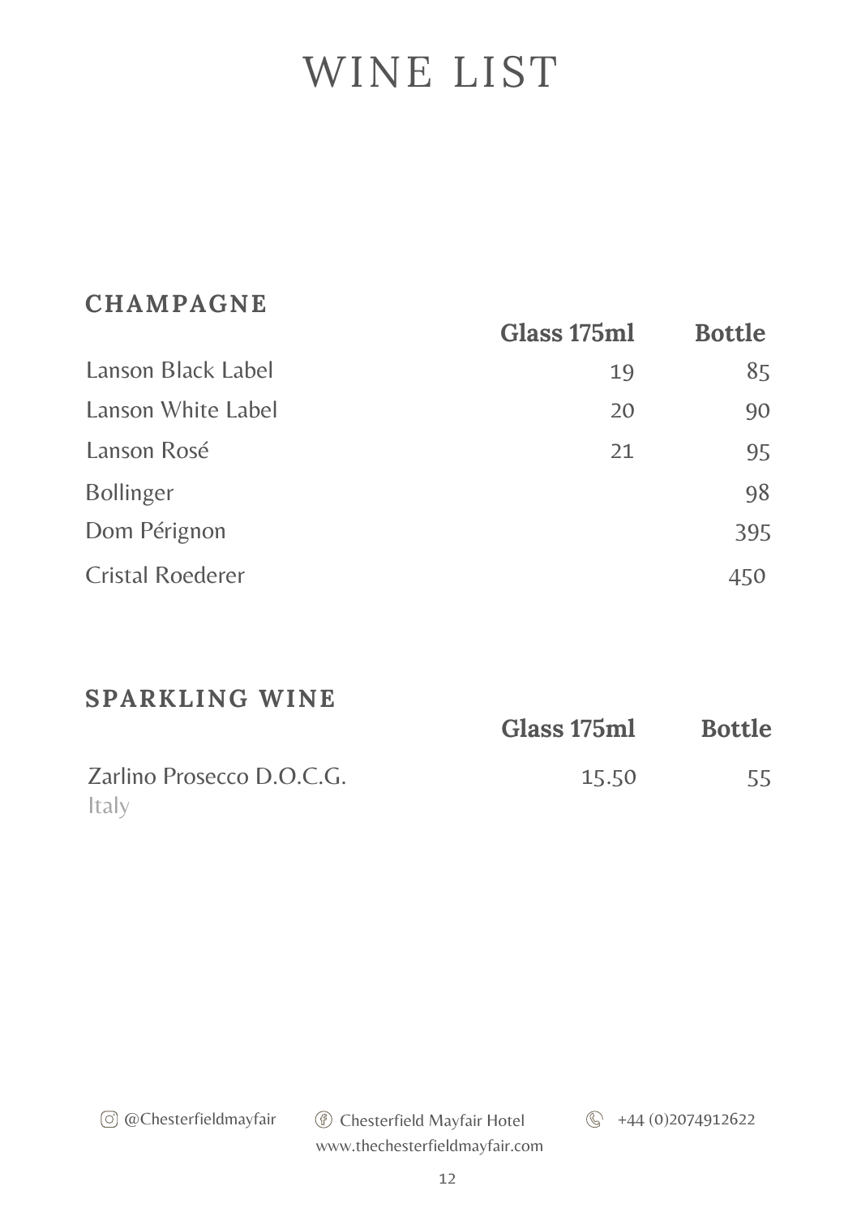# WINE LIST

## CHAMPAGNE

| | Glass 175ml | Bottle |
|---|---|---|
| Lanson Black Label | 19 | 85 |
| Lanson White Label | 20 | 90 |
| Lanson Rosé | 21 | 95 |
| Bollinger | | 98 |
| Dom Pérignon | | 395 |
| Cristal Roederer | | 450 |

## SPARKLING WINE

| | Glass 175ml | Bottle |
|---|---|---|
| Zarlino Prosecco D.O.C.G.<br>Italy | 15.50 | 55 |

@Chesterfieldmayfair Chesterfield Mayfair Hotel +44 (0)2074912622
www.thechesterfieldmayfair.com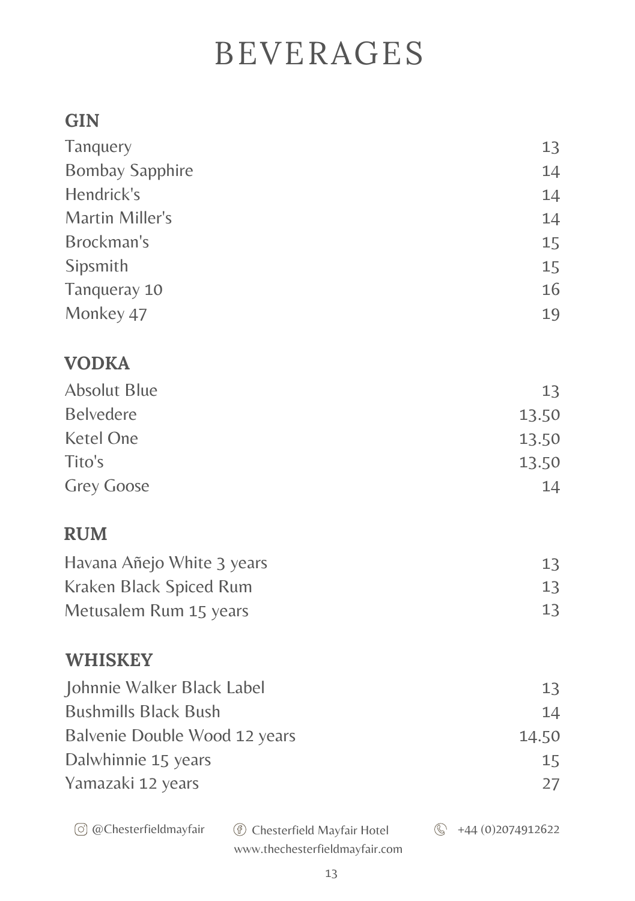# BEVERAGES

## GIN

| | |
|---|---|
| Tanquery | 13 |
| Bombay Sapphire | 14 |
| Hendrick's | 14 |
| Martin Miller's | 14 |
| Brockman's | 15 |
| Sipsmith | 15 |
| Tanqueray 10 | 16 |
| Monkey 47 | 19 |

## VODKA

| | |
|---|---|
| Absolut Blue | 13 |
| Belvedere | 13.50 |
| Ketel One | 13.50 |
| Tito's | 13.50 |
| Grey Goose | 14 |

## RUM

| | |
|---|---|
| Havana Añejo White 3 years | 13 |
| Kraken Black Spiced Rum | 13 |
| Metusalem Rum 15 years | 13 |

## WHISKEY

| | |
|---|---|
| Johnnie Walker Black Label | 13 |
| Bushmills Black Bush | 14 |
| Balvenie Double Wood 12 years | 14.50 |
| Dalwhinnie 15 years | 15 |
| Yamazaki 12 years | 27 |

@Chesterfieldmayfair Chesterfield Mayfair Hotel +44 (0)2074912622
www.thechesterfieldmayfair.com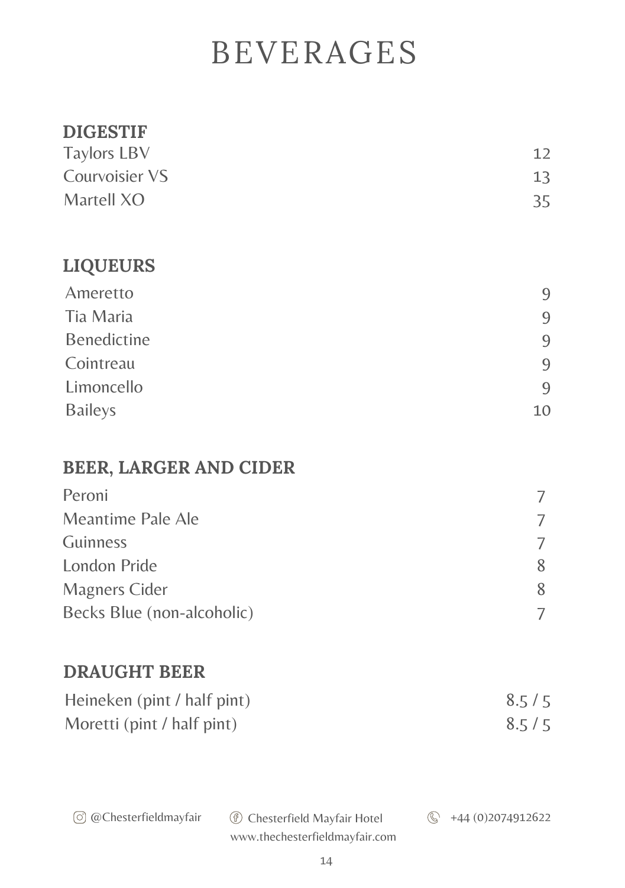# BEVERAGES

## DIGESTIF

| | |
|---|---|
| Taylors LBV | 12 |
| Courvoisier VS | 13 |
| Martell XO | 35 |

## LIQUEURS

| | |
|---|---|
| Ameretto | 9 |
| Tia Maria | 9 |
| Benedictine | 9 |
| Cointreau | 9 |
| Limoncello | 9 |
| Baileys | 10 |

## BEER, LARGER AND CIDER

| | |
|---|---|
| Peroni | 7 |
| Meantime Pale Ale | 7 |
| Guinness | 7 |
| London Pride | 8 |
| Magners Cider | 8 |
| Becks Blue (non-alcoholic) | 7 |

## DRAUGHT BEER

| | |
|---|---|
| Heineken (pint / half pint) | 8.5 / 5 |
| Moretti (pint / half pint) | 8.5 / 5 |

@Chesterfieldmayfair Chesterfield Mayfair Hotel +44 (0)2074912622

www.thechesterfieldmayfair.com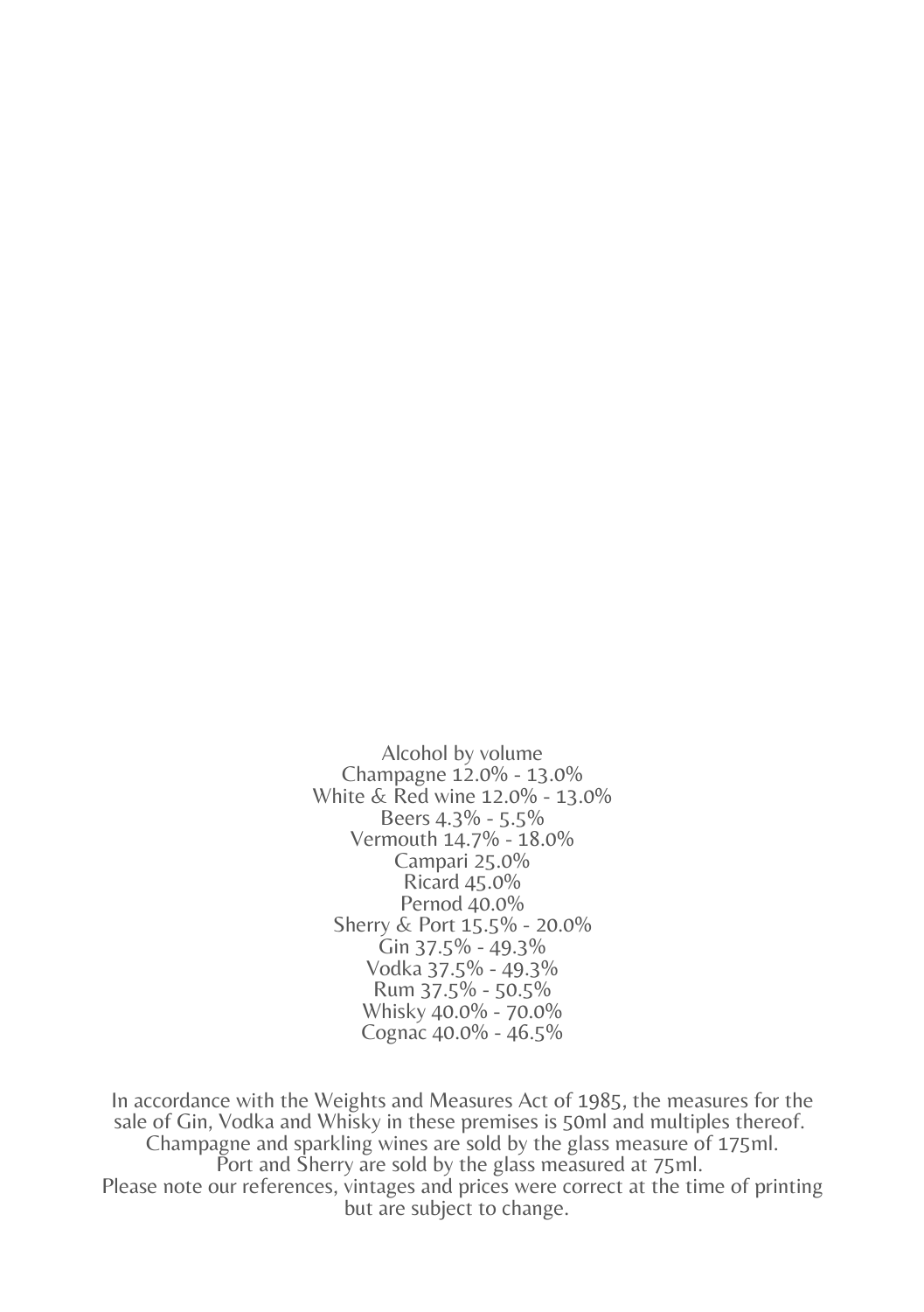Alcohol by volume

Champagne 12.0% - 13.0%

White & Red wine 12.0% - 13.0%

Beers 4.3% - 5.5%

Vermouth 14.7% - 18.0%

Campari 25.0%

Ricard 45.0%

Pernod 40.0%

Sherry & Port 15.5% - 20.0%

Gin 37.5% - 49.3%

Vodka 37.5% - 49.3%

Rum 37.5% - 50.5%

Whisky 40.0% - 70.0%

Cognac 40.0% - 46.5%

In accordance with the Weights and Measures Act of 1985, the measures for the sale of Gin, Vodka and Whisky in these premises is 50ml and multiples thereof. Champagne and sparkling wines are sold by the glass measure of 175ml. Port and Sherry are sold by the glass measured at 75ml. Please note our references, vintages and prices were correct at the time of printing but are subject to change.